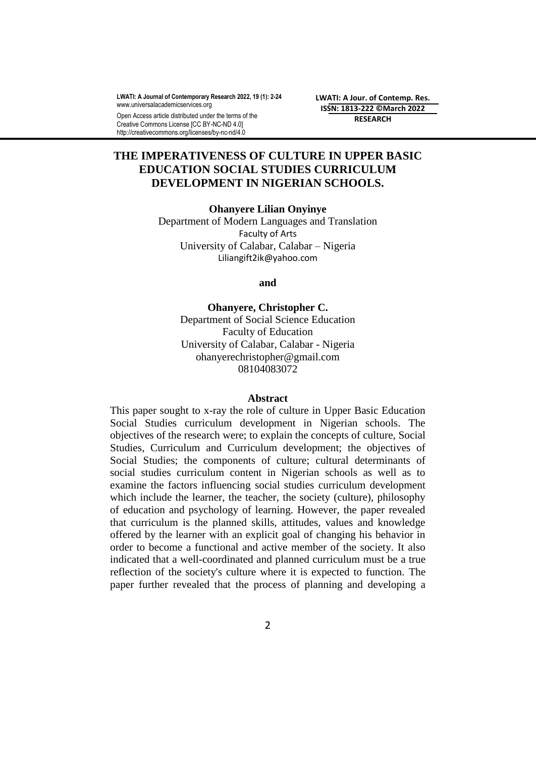# THE IMPERATIVENESS OF CULTURE IN UPPER BASIC EDUCATION SOCIAL STUDIES CURRICULUM DEVELOPMENT IN NIGERIAN SCHOOLS.

**Ohanyere Lilian Onyinye**
Department of Modern Languages and Translation
Faculty of Arts
University of Calabar, Calabar – Nigeria
Liliangift2ik@yahoo.com

**and**

**Ohanyere, Christopher C.**
Department of Social Science Education
Faculty of Education
University of Calabar, Calabar - Nigeria
ohanyerechristopher@gmail.com
08104083072

## Abstract

This paper sought to x-ray the role of culture in Upper Basic Education Social Studies curriculum development in Nigerian schools. The objectives of the research were; to explain the concepts of culture, Social Studies, Curriculum and Curriculum development; the objectives of Social Studies; the components of culture; cultural determinants of social studies curriculum content in Nigerian schools as well as to examine the factors influencing social studies curriculum development which include the learner, the teacher, the society (culture), philosophy of education and psychology of learning. However, the paper revealed that curriculum is the planned skills, attitudes, values and knowledge offered by the learner with an explicit goal of changing his behavior in order to become a functional and active member of the society. It also indicated that a well-coordinated and planned curriculum must be a true reflection of the society's culture where it is expected to function. The paper further revealed that the process of planning and developing a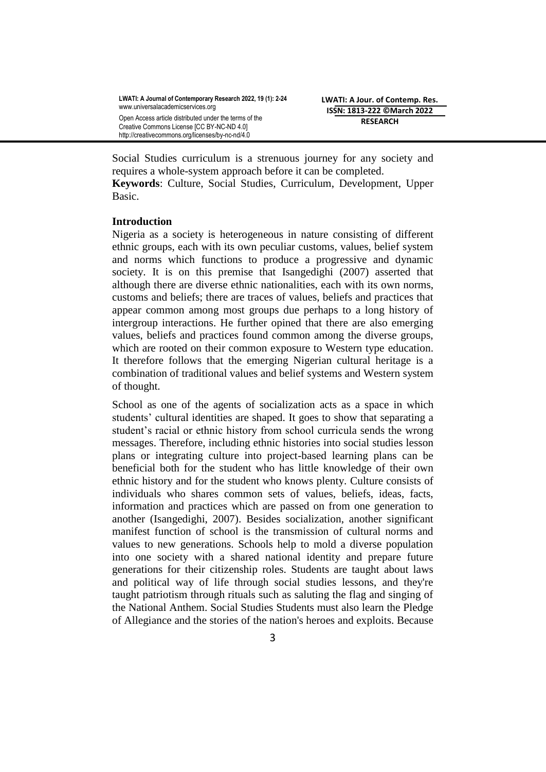Social Studies curriculum is a strenuous journey for any society and requires a whole-system approach before it can be completed.

**Keywords**: Culture, Social Studies, Curriculum, Development, Upper Basic.

## Introduction

Nigeria as a society is heterogeneous in nature consisting of different ethnic groups, each with its own peculiar customs, values, belief system and norms which functions to produce a progressive and dynamic society. It is on this premise that Isangedighi (2007) asserted that although there are diverse ethnic nationalities, each with its own norms, customs and beliefs; there are traces of values, beliefs and practices that appear common among most groups due perhaps to a long history of intergroup interactions. He further opined that there are also emerging values, beliefs and practices found common among the diverse groups, which are rooted on their common exposure to Western type education. It therefore follows that the emerging Nigerian cultural heritage is a combination of traditional values and belief systems and Western system of thought.

School as one of the agents of socialization acts as a space in which students' cultural identities are shaped. It goes to show that separating a student's racial or ethnic history from school curricula sends the wrong messages. Therefore, including ethnic histories into social studies lesson plans or integrating culture into project-based learning plans can be beneficial both for the student who has little knowledge of their own ethnic history and for the student who knows plenty. Culture consists of individuals who shares common sets of values, beliefs, ideas, facts, information and practices which are passed on from one generation to another (Isangedighi, 2007). Besides socialization, another significant manifest function of school is the transmission of cultural norms and values to new generations. Schools help to mold a diverse population into one society with a shared national identity and prepare future generations for their citizenship roles. Students are taught about laws and political way of life through social studies lessons, and they're taught patriotism through rituals such as saluting the flag and singing of the National Anthem. Social Studies Students must also learn the Pledge of Allegiance and the stories of the nation's heroes and exploits. Because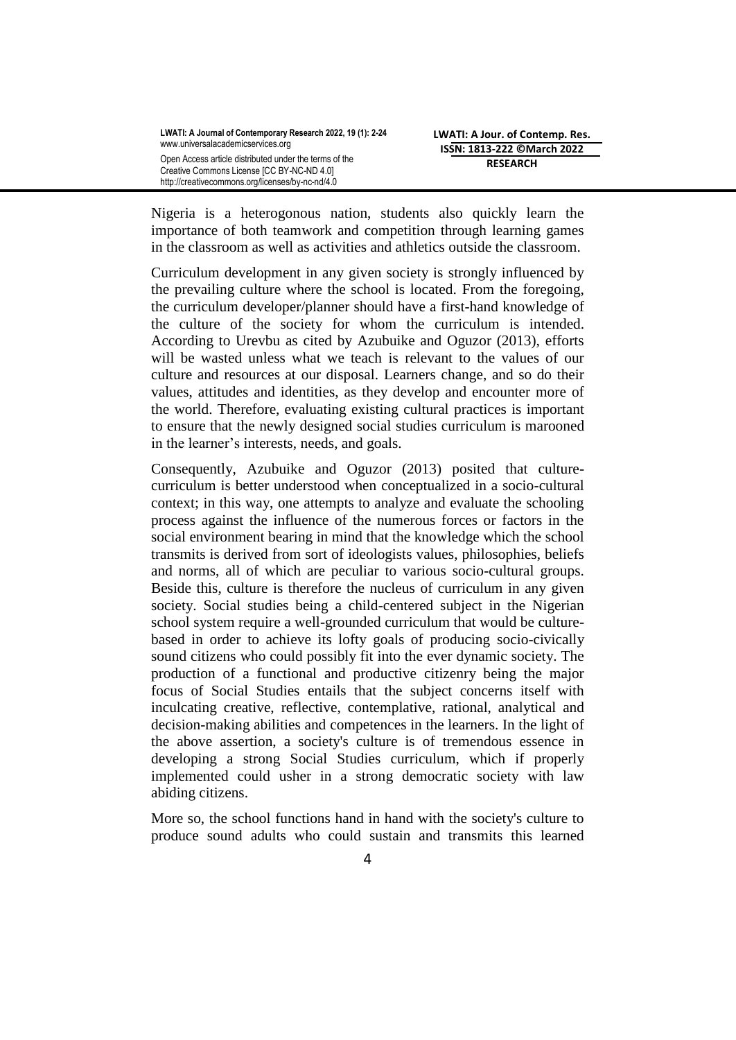Nigeria is a heterogonous nation, students also quickly learn the importance of both teamwork and competition through learning games in the classroom as well as activities and athletics outside the classroom.

Curriculum development in any given society is strongly influenced by the prevailing culture where the school is located. From the foregoing, the curriculum developer/planner should have a first-hand knowledge of the culture of the society for whom the curriculum is intended. According to Urevbu as cited by Azubuike and Oguzor (2013), efforts will be wasted unless what we teach is relevant to the values of our culture and resources at our disposal. Learners change, and so do their values, attitudes and identities, as they develop and encounter more of the world. Therefore, evaluating existing cultural practices is important to ensure that the newly designed social studies curriculum is marooned in the learner's interests, needs, and goals.

Consequently, Azubuike and Oguzor (2013) posited that culture-curriculum is better understood when conceptualized in a socio-cultural context; in this way, one attempts to analyze and evaluate the schooling process against the influence of the numerous forces or factors in the social environment bearing in mind that the knowledge which the school transmits is derived from sort of ideologists values, philosophies, beliefs and norms, all of which are peculiar to various socio-cultural groups. Beside this, culture is therefore the nucleus of curriculum in any given society. Social studies being a child-centered subject in the Nigerian school system require a well-grounded curriculum that would be culture-based in order to achieve its lofty goals of producing socio-civically sound citizens who could possibly fit into the ever dynamic society. The production of a functional and productive citizenry being the major focus of Social Studies entails that the subject concerns itself with inculcating creative, reflective, contemplative, rational, analytical and decision-making abilities and competences in the learners. In the light of the above assertion, a society's culture is of tremendous essence in developing a strong Social Studies curriculum, which if properly implemented could usher in a strong democratic society with law abiding citizens.

More so, the school functions hand in hand with the society's culture to produce sound adults who could sustain and transmits this learned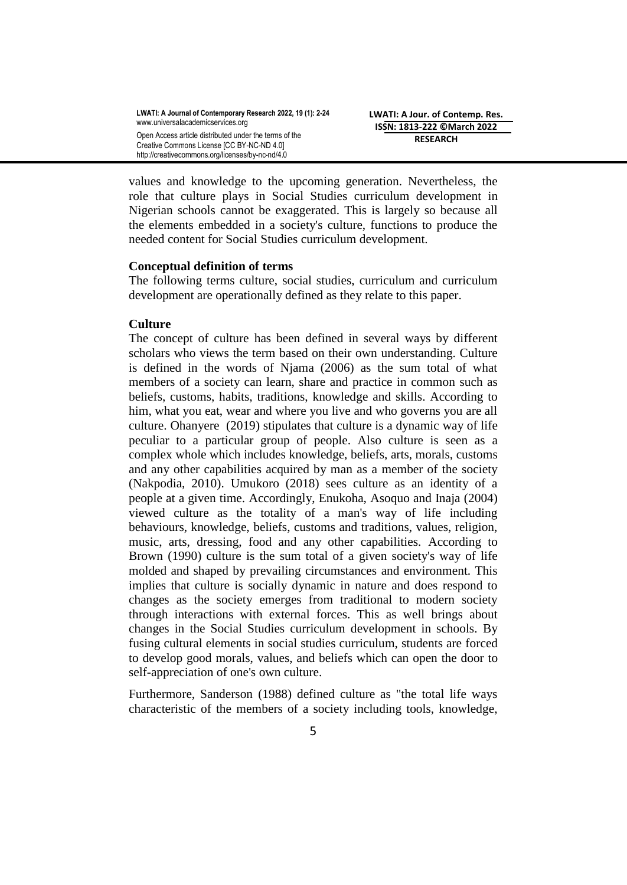values and knowledge to the upcoming generation. Nevertheless, the role that culture plays in Social Studies curriculum development in Nigerian schools cannot be exaggerated. This is largely so because all the elements embedded in a society's culture, functions to produce the needed content for Social Studies curriculum development.

**Conceptual definition of terms**

The following terms culture, social studies, curriculum and curriculum development are operationally defined as they relate to this paper.

**Culture**

The concept of culture has been defined in several ways by different scholars who views the term based on their own understanding. Culture is defined in the words of Njama (2006) as the sum total of what members of a society can learn, share and practice in common such as beliefs, customs, habits, traditions, knowledge and skills. According to him, what you eat, wear and where you live and who governs you are all culture. Ohanyere (2019) stipulates that culture is a dynamic way of life peculiar to a particular group of people. Also culture is seen as a complex whole which includes knowledge, beliefs, arts, morals, customs and any other capabilities acquired by man as a member of the society (Nakpodia, 2010). Umukoro (2018) sees culture as an identity of a people at a given time. Accordingly, Enukoha, Asoquo and Inaja (2004) viewed culture as the totality of a man's way of life including behaviours, knowledge, beliefs, customs and traditions, values, religion, music, arts, dressing, food and any other capabilities. According to Brown (1990) culture is the sum total of a given society's way of life molded and shaped by prevailing circumstances and environment. This implies that culture is socially dynamic in nature and does respond to changes as the society emerges from traditional to modern society through interactions with external forces. This as well brings about changes in the Social Studies curriculum development in schools. By fusing cultural elements in social studies curriculum, students are forced to develop good morals, values, and beliefs which can open the door to self-appreciation of one's own culture.

Furthermore, Sanderson (1988) defined culture as "the total life ways characteristic of the members of a society including tools, knowledge,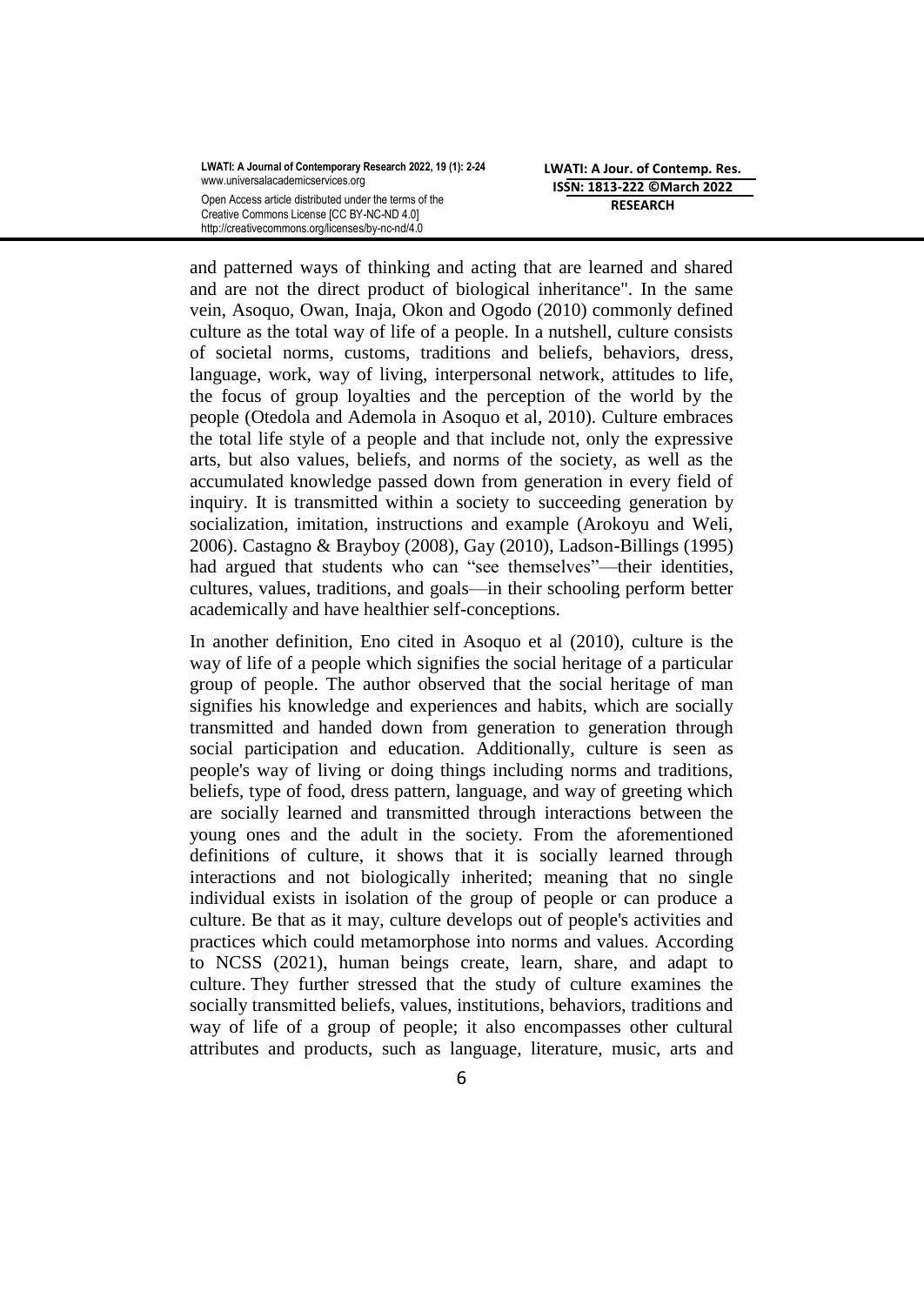and patterned ways of thinking and acting that are learned and shared and are not the direct product of biological inheritance". In the same vein, Asoquo, Owan, Inaja, Okon and Ogodo (2010) commonly defined culture as the total way of life of a people. In a nutshell, culture consists of societal norms, customs, traditions and beliefs, behaviors, dress, language, work, way of living, interpersonal network, attitudes to life, the focus of group loyalties and the perception of the world by the people (Otedola and Ademola in Asoquo et al, 2010). Culture embraces the total life style of a people and that include not, only the expressive arts, but also values, beliefs, and norms of the society, as well as the accumulated knowledge passed down from generation in every field of inquiry. It is transmitted within a society to succeeding generation by socialization, imitation, instructions and example (Arokoyu and Weli, 2006). Castagno & Brayboy (2008), Gay (2010), Ladson-Billings (1995) had argued that students who can "see themselves"—their identities, cultures, values, traditions, and goals—in their schooling perform better academically and have healthier self-conceptions.

In another definition, Eno cited in Asoquo et al (2010), culture is the way of life of a people which signifies the social heritage of a particular group of people. The author observed that the social heritage of man signifies his knowledge and experiences and habits, which are socially transmitted and handed down from generation to generation through social participation and education. Additionally, culture is seen as people's way of living or doing things including norms and traditions, beliefs, type of food, dress pattern, language, and way of greeting which are socially learned and transmitted through interactions between the young ones and the adult in the society. From the aforementioned definitions of culture, it shows that it is socially learned through interactions and not biologically inherited; meaning that no single individual exists in isolation of the group of people or can produce a culture. Be that as it may, culture develops out of people's activities and practices which could metamorphose into norms and values. According to NCSS (2021), human beings create, learn, share, and adapt to culture. They further stressed that the study of culture examines the socially transmitted beliefs, values, institutions, behaviors, traditions and way of life of a group of people; it also encompasses other cultural attributes and products, such as language, literature, music, arts and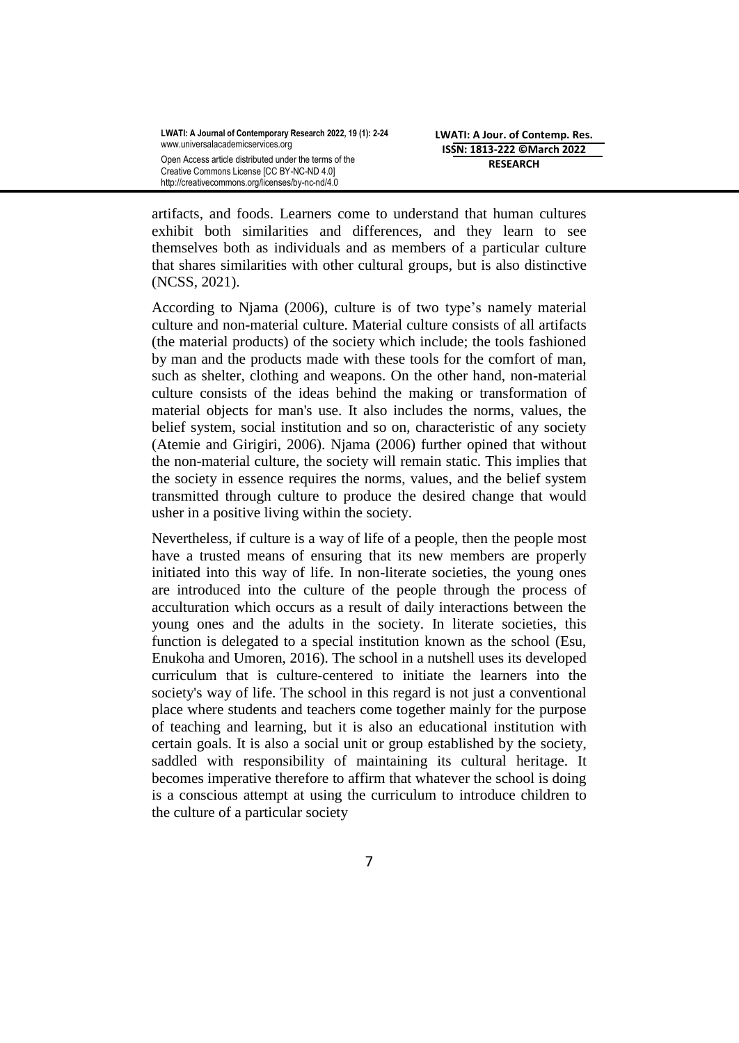artifacts, and foods. Learners come to understand that human cultures exhibit both similarities and differences, and they learn to see themselves both as individuals and as members of a particular culture that shares similarities with other cultural groups, but is also distinctive (NCSS, 2021).

According to Njama (2006), culture is of two type's namely material culture and non-material culture. Material culture consists of all artifacts (the material products) of the society which include; the tools fashioned by man and the products made with these tools for the comfort of man, such as shelter, clothing and weapons. On the other hand, non-material culture consists of the ideas behind the making or transformation of material objects for man's use. It also includes the norms, values, the belief system, social institution and so on, characteristic of any society (Atemie and Girigiri, 2006). Njama (2006) further opined that without the non-material culture, the society will remain static. This implies that the society in essence requires the norms, values, and the belief system transmitted through culture to produce the desired change that would usher in a positive living within the society.

Nevertheless, if culture is a way of life of a people, then the people most have a trusted means of ensuring that its new members are properly initiated into this way of life. In non-literate societies, the young ones are introduced into the culture of the people through the process of acculturation which occurs as a result of daily interactions between the young ones and the adults in the society. In literate societies, this function is delegated to a special institution known as the school (Esu, Enukoha and Umoren, 2016). The school in a nutshell uses its developed curriculum that is culture-centered to initiate the learners into the society's way of life. The school in this regard is not just a conventional place where students and teachers come together mainly for the purpose of teaching and learning, but it is also an educational institution with certain goals. It is also a social unit or group established by the society, saddled with responsibility of maintaining its cultural heritage. It becomes imperative therefore to affirm that whatever the school is doing is a conscious attempt at using the curriculum to introduce children to the culture of a particular society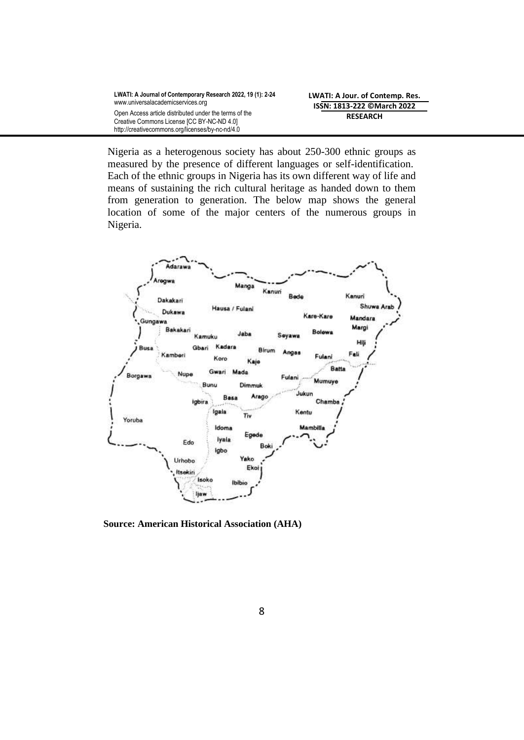Nigeria as a heterogenous society has about 250-300 ethnic groups as measured by the presence of different languages or self-identification. Each of the ethnic groups in Nigeria has its own different way of life and means of sustaining the rich cultural heritage as handed down to them from generation to generation. The below map shows the general location of some of the major centers of the numerous groups in Nigeria.

**Source: American Historical Association (AHA)**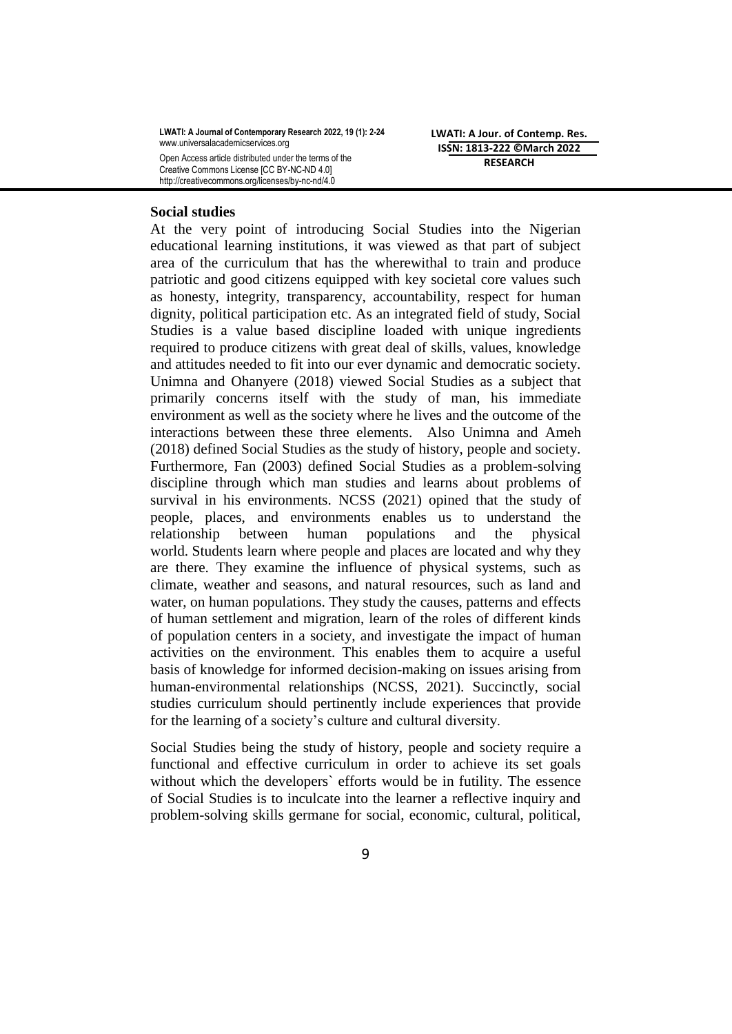### Social studies

At the very point of introducing Social Studies into the Nigerian educational learning institutions, it was viewed as that part of subject area of the curriculum that has the wherewithal to train and produce patriotic and good citizens equipped with key societal core values such as honesty, integrity, transparency, accountability, respect for human dignity, political participation etc. As an integrated field of study, Social Studies is a value based discipline loaded with unique ingredients required to produce citizens with great deal of skills, values, knowledge and attitudes needed to fit into our ever dynamic and democratic society. Unimna and Ohanyere (2018) viewed Social Studies as a subject that primarily concerns itself with the study of man, his immediate environment as well as the society where he lives and the outcome of the interactions between these three elements. Also Unimna and Ameh (2018) defined Social Studies as the study of history, people and society. Furthermore, Fan (2003) defined Social Studies as a problem-solving discipline through which man studies and learns about problems of survival in his environments. NCSS (2021) opined that the study of people, places, and environments enables us to understand the relationship between human populations and the physical world. Students learn where people and places are located and why they are there. They examine the influence of physical systems, such as climate, weather and seasons, and natural resources, such as land and water, on human populations. They study the causes, patterns and effects of human settlement and migration, learn of the roles of different kinds of population centers in a society, and investigate the impact of human activities on the environment. This enables them to acquire a useful basis of knowledge for informed decision-making on issues arising from human-environmental relationships (NCSS, 2021). Succinctly, social studies curriculum should pertinently include experiences that provide for the learning of a society's culture and cultural diversity.

Social Studies being the study of history, people and society require a functional and effective curriculum in order to achieve its set goals without which the developers` efforts would be in futility. The essence of Social Studies is to inculcate into the learner a reflective inquiry and problem-solving skills germane for social, economic, cultural, political,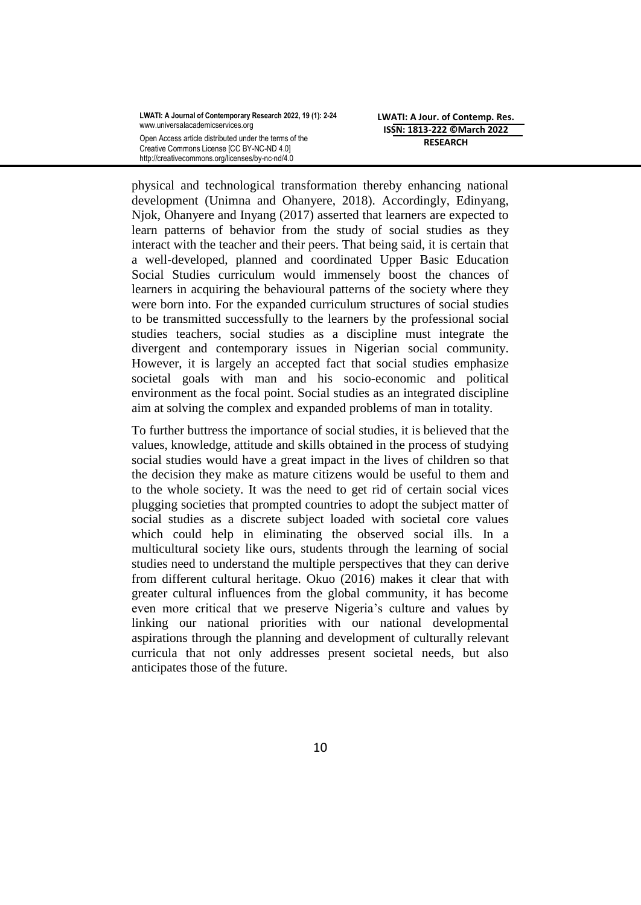physical and technological transformation thereby enhancing national development (Unimna and Ohanyere, 2018). Accordingly, Edinyang, Njok, Ohanyere and Inyang (2017) asserted that learners are expected to learn patterns of behavior from the study of social studies as they interact with the teacher and their peers. That being said, it is certain that a well-developed, planned and coordinated Upper Basic Education Social Studies curriculum would immensely boost the chances of learners in acquiring the behavioural patterns of the society where they were born into. For the expanded curriculum structures of social studies to be transmitted successfully to the learners by the professional social studies teachers, social studies as a discipline must integrate the divergent and contemporary issues in Nigerian social community. However, it is largely an accepted fact that social studies emphasize societal goals with man and his socio-economic and political environment as the focal point. Social studies as an integrated discipline aim at solving the complex and expanded problems of man in totality.

To further buttress the importance of social studies, it is believed that the values, knowledge, attitude and skills obtained in the process of studying social studies would have a great impact in the lives of children so that the decision they make as mature citizens would be useful to them and to the whole society. It was the need to get rid of certain social vices plugging societies that prompted countries to adopt the subject matter of social studies as a discrete subject loaded with societal core values which could help in eliminating the observed social ills. In a multicultural society like ours, students through the learning of social studies need to understand the multiple perspectives that they can derive from different cultural heritage. Okuo (2016) makes it clear that with greater cultural influences from the global community, it has become even more critical that we preserve Nigeria's culture and values by linking our national priorities with our national developmental aspirations through the planning and development of culturally relevant curricula that not only addresses present societal needs, but also anticipates those of the future.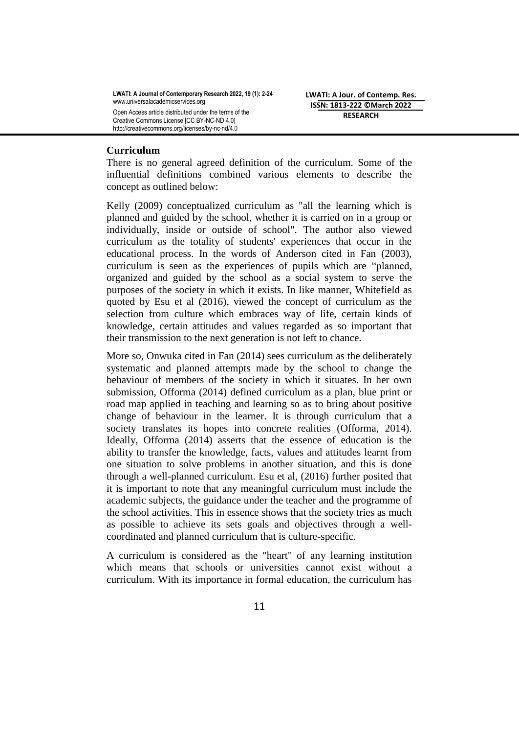**Curriculum**

There is no general agreed definition of the curriculum. Some of the influential definitions combined various elements to describe the concept as outlined below:

Kelly (2009) conceptualized curriculum as "all the learning which is planned and guided by the school, whether it is carried on in a group or individually, inside or outside of school". The author also viewed curriculum as the totality of students' experiences that occur in the educational process. In the words of Anderson cited in Fan (2003), curriculum is seen as the experiences of pupils which are "planned, organized and guided by the school as a social system to serve the purposes of the society in which it exists. In like manner, Whitefield as quoted by Esu et al (2016), viewed the concept of curriculum as the selection from culture which embraces way of life, certain kinds of knowledge, certain attitudes and values regarded as so important that their transmission to the next generation is not left to chance.

More so, Onwuka cited in Fan (2014) sees curriculum as the deliberately systematic and planned attempts made by the school to change the behaviour of members of the society in which it situates. In her own submission, Offorma (2014) defined curriculum as a plan, blue print or road map applied in teaching and learning so as to bring about positive change of behaviour in the learner. It is through curriculum that a society translates its hopes into concrete realities (Offorma, 2014). Ideally, Offorma (2014) asserts that the essence of education is the ability to transfer the knowledge, facts, values and attitudes learnt from one situation to solve problems in another situation, and this is done through a well-planned curriculum. Esu et al, (2016) further posited that it is important to note that any meaningful curriculum must include the academic subjects, the guidance under the teacher and the programme of the school activities. This in essence shows that the society tries as much as possible to achieve its sets goals and objectives through a well-coordinated and planned curriculum that is culture-specific.

A curriculum is considered as the "heart" of any learning institution which means that schools or universities cannot exist without a curriculum. With its importance in formal education, the curriculum has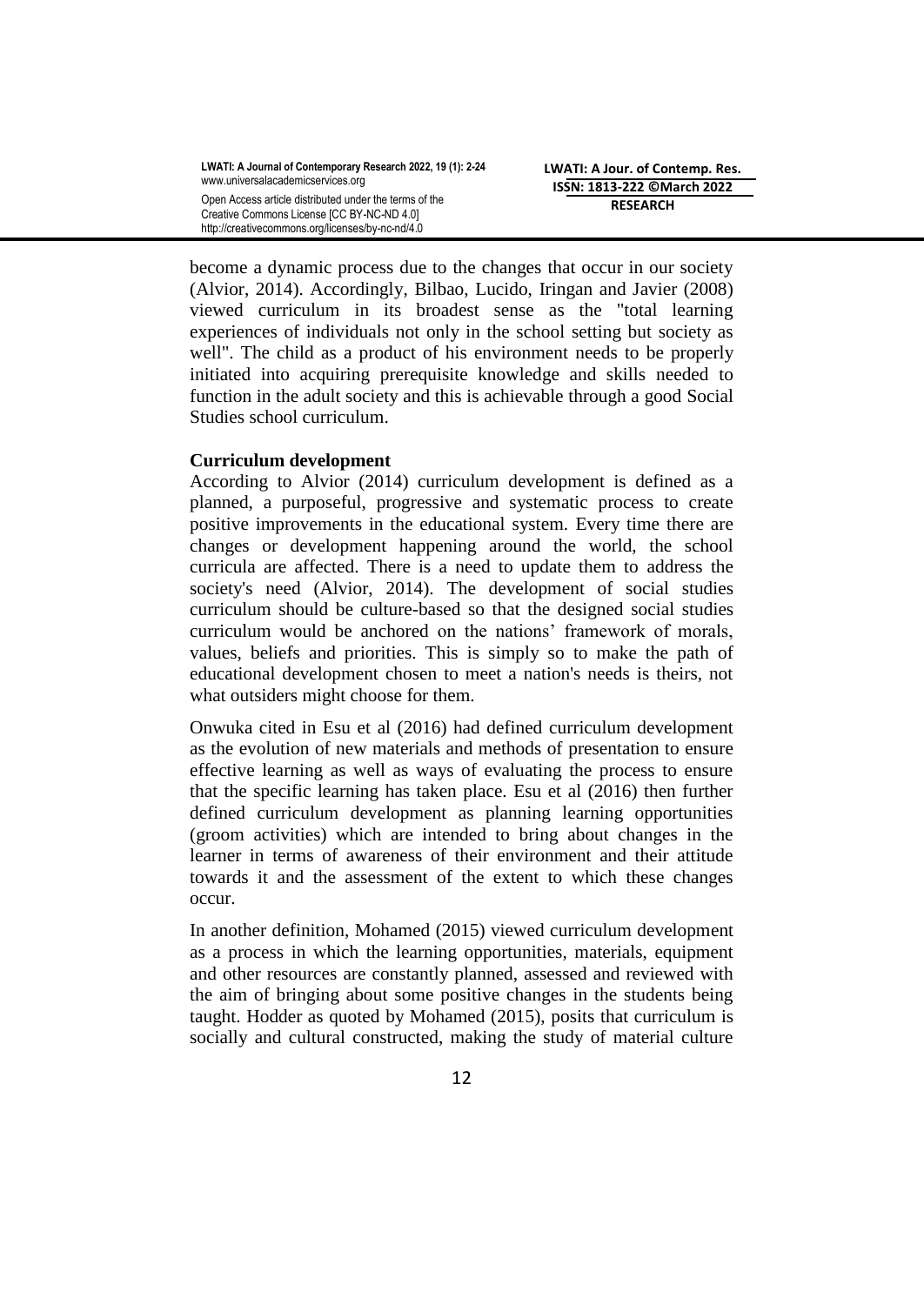become a dynamic process due to the changes that occur in our society (Alvior, 2014). Accordingly, Bilbao, Lucido, Iringan and Javier (2008) viewed curriculum in its broadest sense as the "total learning experiences of individuals not only in the school setting but society as well". The child as a product of his environment needs to be properly initiated into acquiring prerequisite knowledge and skills needed to function in the adult society and this is achievable through a good Social Studies school curriculum.

**Curriculum development**

According to Alvior (2014) curriculum development is defined as a planned, a purposeful, progressive and systematic process to create positive improvements in the educational system. Every time there are changes or development happening around the world, the school curricula are affected. There is a need to update them to address the society's need (Alvior, 2014). The development of social studies curriculum should be culture-based so that the designed social studies curriculum would be anchored on the nations' framework of morals, values, beliefs and priorities. This is simply so to make the path of educational development chosen to meet a nation's needs is theirs, not what outsiders might choose for them.

Onwuka cited in Esu et al (2016) had defined curriculum development as the evolution of new materials and methods of presentation to ensure effective learning as well as ways of evaluating the process to ensure that the specific learning has taken place. Esu et al (2016) then further defined curriculum development as planning learning opportunities (groom activities) which are intended to bring about changes in the learner in terms of awareness of their environment and their attitude towards it and the assessment of the extent to which these changes occur.

In another definition, Mohamed (2015) viewed curriculum development as a process in which the learning opportunities, materials, equipment and other resources are constantly planned, assessed and reviewed with the aim of bringing about some positive changes in the students being taught. Hodder as quoted by Mohamed (2015), posits that curriculum is socially and cultural constructed, making the study of material culture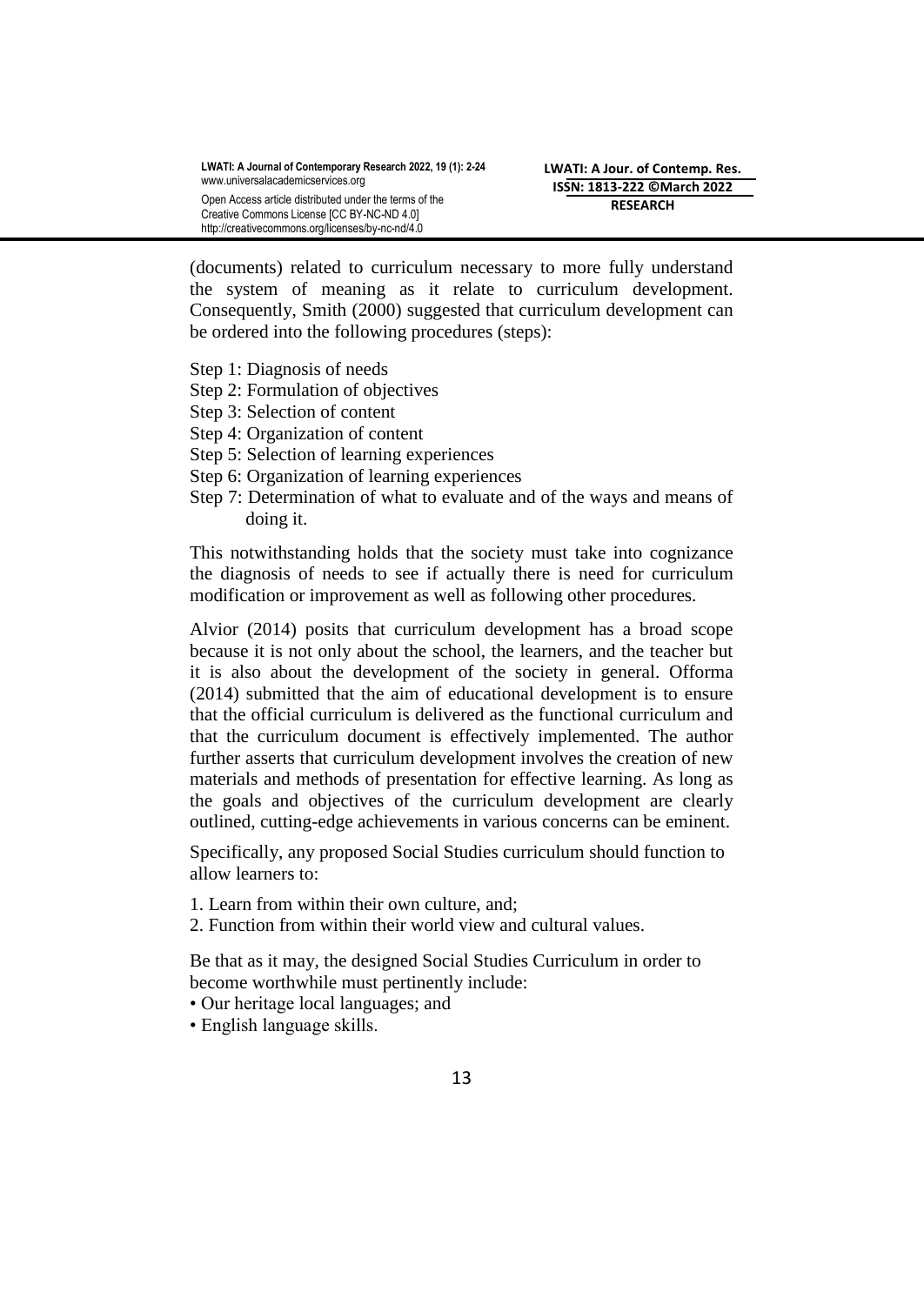(documents) related to curriculum necessary to more fully understand the system of meaning as it relate to curriculum development. Consequently, Smith (2000) suggested that curriculum development can be ordered into the following procedures (steps):

Step 1: Diagnosis of needs
Step 2: Formulation of objectives
Step 3: Selection of content
Step 4: Organization of content
Step 5: Selection of learning experiences
Step 6: Organization of learning experiences
Step 7: Determination of what to evaluate and of the ways and means of doing it.

This notwithstanding holds that the society must take into cognizance the diagnosis of needs to see if actually there is need for curriculum modification or improvement as well as following other procedures.

Alvior (2014) posits that curriculum development has a broad scope because it is not only about the school, the learners, and the teacher but it is also about the development of the society in general. Offorma (2014) submitted that the aim of educational development is to ensure that the official curriculum is delivered as the functional curriculum and that the curriculum document is effectively implemented. The author further asserts that curriculum development involves the creation of new materials and methods of presentation for effective learning. As long as the goals and objectives of the curriculum development are clearly outlined, cutting-edge achievements in various concerns can be eminent.

Specifically, any proposed Social Studies curriculum should function to allow learners to:

1. Learn from within their own culture, and;
2. Function from within their world view and cultural values.

Be that as it may, the designed Social Studies Curriculum in order to become worthwhile must pertinently include:

- Our heritage local languages; and
- English language skills.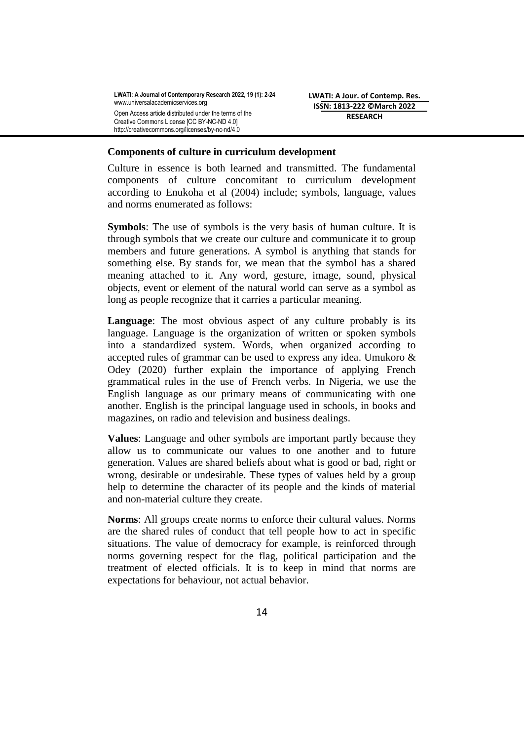**Components of culture in curriculum development**

Culture in essence is both learned and transmitted. The fundamental components of culture concomitant to curriculum development according to Enukoha et al (2004) include; symbols, language, values and norms enumerated as follows:

**Symbols**: The use of symbols is the very basis of human culture. It is through symbols that we create our culture and communicate it to group members and future generations. A symbol is anything that stands for something else. By stands for, we mean that the symbol has a shared meaning attached to it. Any word, gesture, image, sound, physical objects, event or element of the natural world can serve as a symbol as long as people recognize that it carries a particular meaning.

**Language**: The most obvious aspect of any culture probably is its language. Language is the organization of written or spoken symbols into a standardized system. Words, when organized according to accepted rules of grammar can be used to express any idea. Umukoro & Odey (2020) further explain the importance of applying French grammatical rules in the use of French verbs. In Nigeria, we use the English language as our primary means of communicating with one another. English is the principal language used in schools, in books and magazines, on radio and television and business dealings.

**Values**: Language and other symbols are important partly because they allow us to communicate our values to one another and to future generation. Values are shared beliefs about what is good or bad, right or wrong, desirable or undesirable. These types of values held by a group help to determine the character of its people and the kinds of material and non-material culture they create.

**Norms**: All groups create norms to enforce their cultural values. Norms are the shared rules of conduct that tell people how to act in specific situations. The value of democracy for example, is reinforced through norms governing respect for the flag, political participation and the treatment of elected officials. It is to keep in mind that norms are expectations for behaviour, not actual behavior.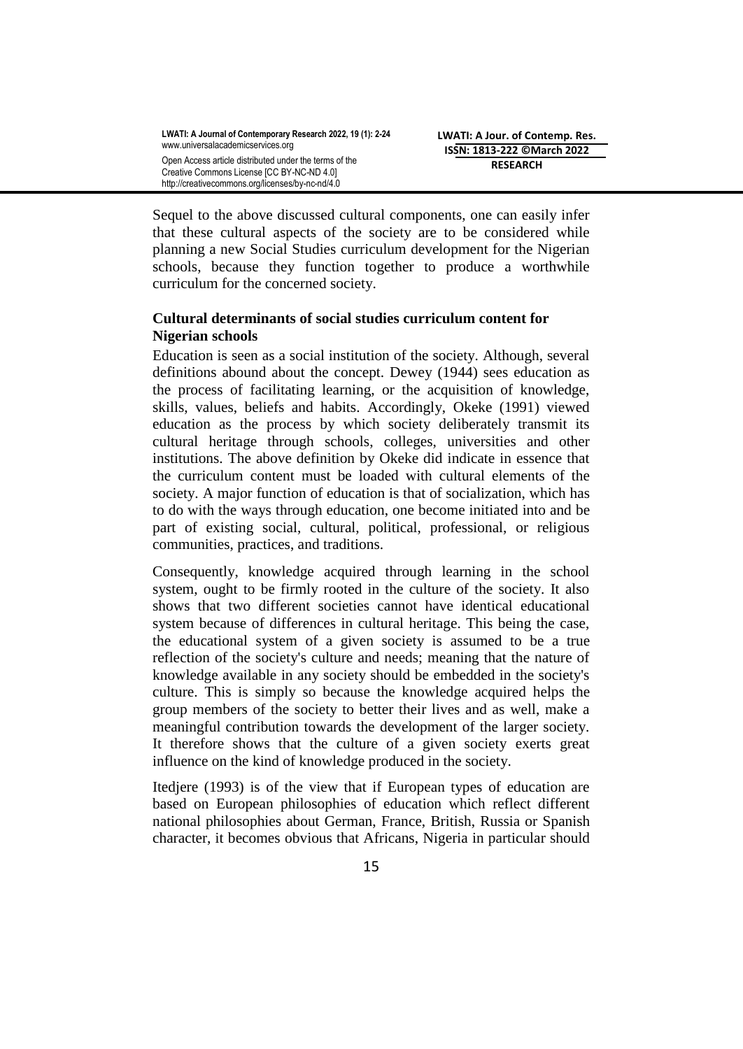Sequel to the above discussed cultural components, one can easily infer that these cultural aspects of the society are to be considered while planning a new Social Studies curriculum development for the Nigerian schools, because they function together to produce a worthwhile curriculum for the concerned society.

**Cultural determinants of social studies curriculum content for Nigerian schools**

Education is seen as a social institution of the society. Although, several definitions abound about the concept. Dewey (1944) sees education as the process of facilitating learning, or the acquisition of knowledge, skills, values, beliefs and habits. Accordingly, Okeke (1991) viewed education as the process by which society deliberately transmit its cultural heritage through schools, colleges, universities and other institutions. The above definition by Okeke did indicate in essence that the curriculum content must be loaded with cultural elements of the society. A major function of education is that of socialization, which has to do with the ways through education, one become initiated into and be part of existing social, cultural, political, professional, or religious communities, practices, and traditions.

Consequently, knowledge acquired through learning in the school system, ought to be firmly rooted in the culture of the society. It also shows that two different societies cannot have identical educational system because of differences in cultural heritage. This being the case, the educational system of a given society is assumed to be a true reflection of the society's culture and needs; meaning that the nature of knowledge available in any society should be embedded in the society's culture. This is simply so because the knowledge acquired helps the group members of the society to better their lives and as well, make a meaningful contribution towards the development of the larger society. It therefore shows that the culture of a given society exerts great influence on the kind of knowledge produced in the society.

Itedjere (1993) is of the view that if European types of education are based on European philosophies of education which reflect different national philosophies about German, France, British, Russia or Spanish character, it becomes obvious that Africans, Nigeria in particular should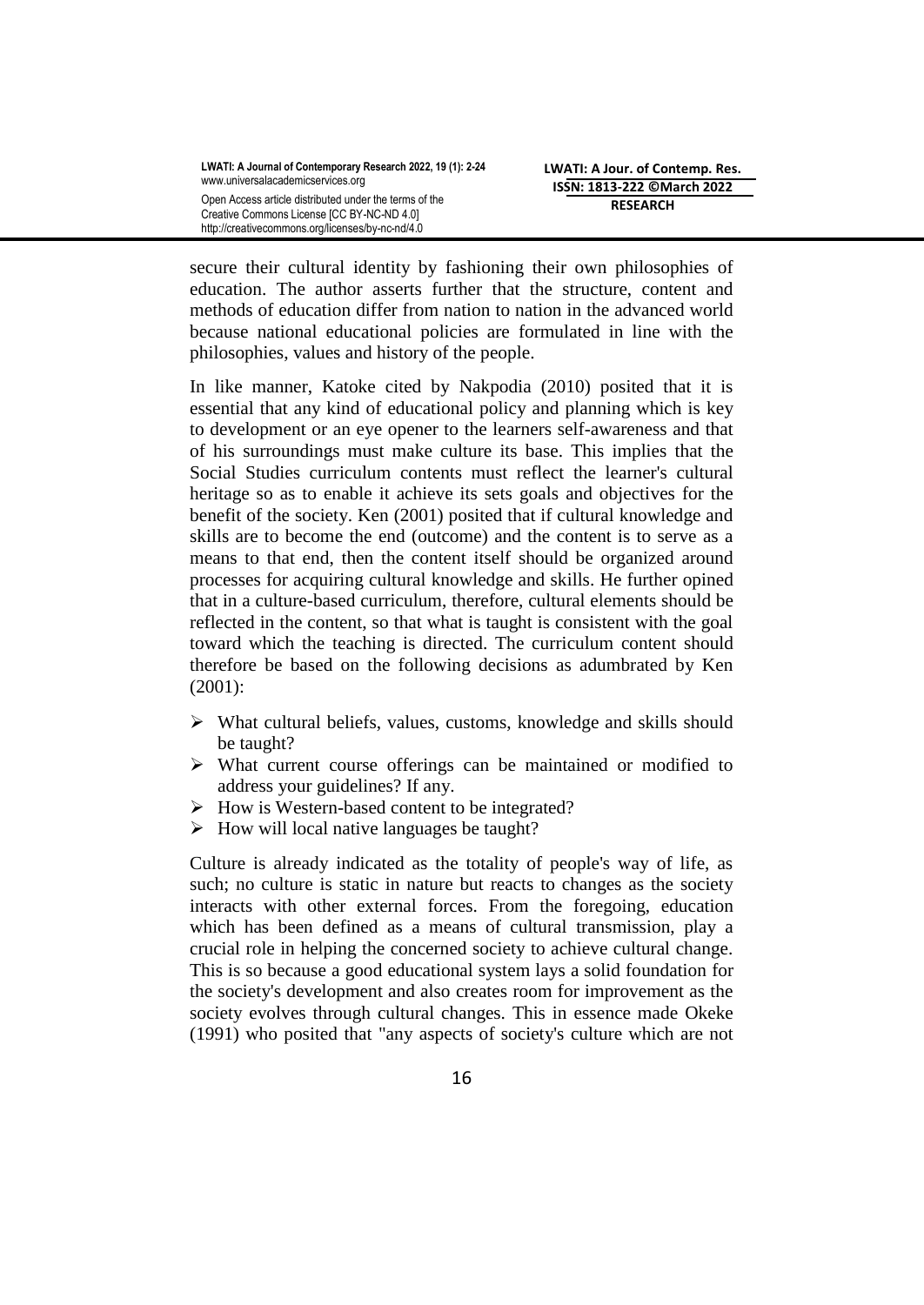secure their cultural identity by fashioning their own philosophies of education. The author asserts further that the structure, content and methods of education differ from nation to nation in the advanced world because national educational policies are formulated in line with the philosophies, values and history of the people.

In like manner, Katoke cited by Nakpodia (2010) posited that it is essential that any kind of educational policy and planning which is key to development or an eye opener to the learners self-awareness and that of his surroundings must make culture its base. This implies that the Social Studies curriculum contents must reflect the learner's cultural heritage so as to enable it achieve its sets goals and objectives for the benefit of the society. Ken (2001) posited that if cultural knowledge and skills are to become the end (outcome) and the content is to serve as a means to that end, then the content itself should be organized around processes for acquiring cultural knowledge and skills. He further opined that in a culture-based curriculum, therefore, cultural elements should be reflected in the content, so that what is taught is consistent with the goal toward which the teaching is directed. The curriculum content should therefore be based on the following decisions as adumbrated by Ken (2001):

- What cultural beliefs, values, customs, knowledge and skills should be taught?
- What current course offerings can be maintained or modified to address your guidelines? If any.
- How is Western-based content to be integrated?
- How will local native languages be taught?

Culture is already indicated as the totality of people's way of life, as such; no culture is static in nature but reacts to changes as the society interacts with other external forces. From the foregoing, education which has been defined as a means of cultural transmission, play a crucial role in helping the concerned society to achieve cultural change. This is so because a good educational system lays a solid foundation for the society's development and also creates room for improvement as the society evolves through cultural changes. This in essence made Okeke (1991) who posited that "any aspects of society's culture which are not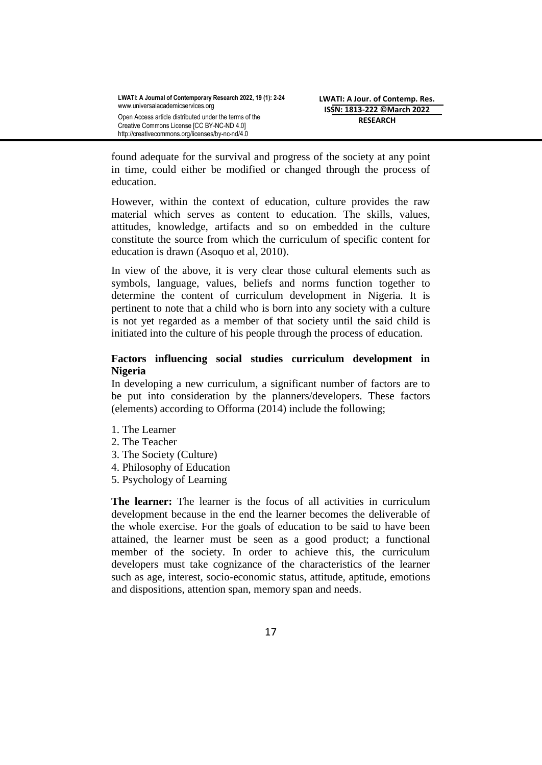found adequate for the survival and progress of the society at any point in time, could either be modified or changed through the process of education.

However, within the context of education, culture provides the raw material which serves as content to education. The skills, values, attitudes, knowledge, artifacts and so on embedded in the culture constitute the source from which the curriculum of specific content for education is drawn (Asoquo et al, 2010).

In view of the above, it is very clear those cultural elements such as symbols, language, values, beliefs and norms function together to determine the content of curriculum development in Nigeria. It is pertinent to note that a child who is born into any society with a culture is not yet regarded as a member of that society until the said child is initiated into the culture of his people through the process of education.

**Factors influencing social studies curriculum development in Nigeria**

In developing a new curriculum, a significant number of factors are to be put into consideration by the planners/developers. These factors (elements) according to Offorma (2014) include the following;

1. The Learner
2. The Teacher
3. The Society (Culture)
4. Philosophy of Education
5. Psychology of Learning

**The learner:** The learner is the focus of all activities in curriculum development because in the end the learner becomes the deliverable of the whole exercise. For the goals of education to be said to have been attained, the learner must be seen as a good product; a functional member of the society. In order to achieve this, the curriculum developers must take cognizance of the characteristics of the learner such as age, interest, socio-economic status, attitude, aptitude, emotions and dispositions, attention span, memory span and needs.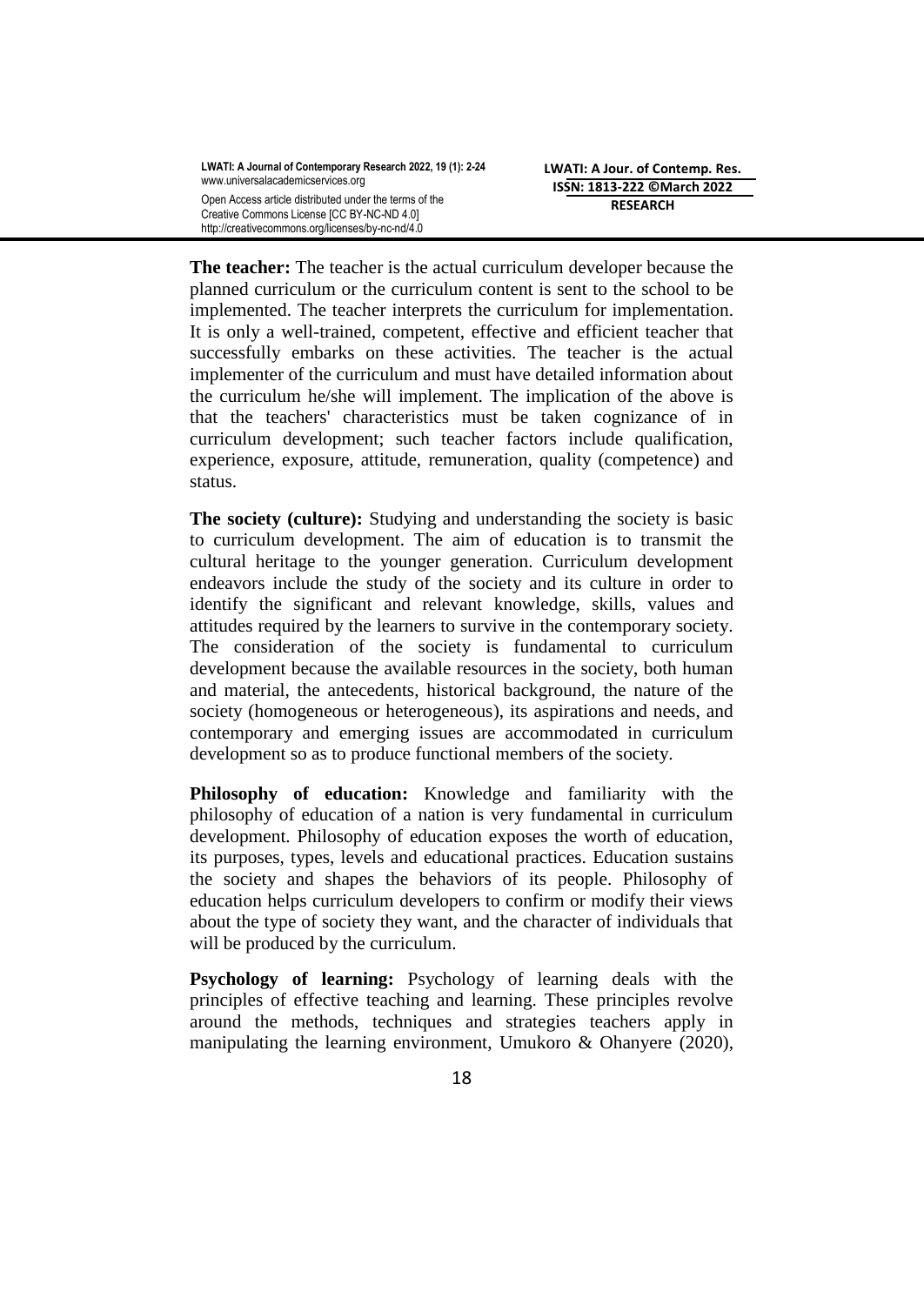**The teacher:** The teacher is the actual curriculum developer because the planned curriculum or the curriculum content is sent to the school to be implemented. The teacher interprets the curriculum for implementation. It is only a well-trained, competent, effective and efficient teacher that successfully embarks on these activities. The teacher is the actual implementer of the curriculum and must have detailed information about the curriculum he/she will implement. The implication of the above is that the teachers' characteristics must be taken cognizance of in curriculum development; such teacher factors include qualification, experience, exposure, attitude, remuneration, quality (competence) and status.

**The society (culture):** Studying and understanding the society is basic to curriculum development. The aim of education is to transmit the cultural heritage to the younger generation. Curriculum development endeavors include the study of the society and its culture in order to identify the significant and relevant knowledge, skills, values and attitudes required by the learners to survive in the contemporary society. The consideration of the society is fundamental to curriculum development because the available resources in the society, both human and material, the antecedents, historical background, the nature of the society (homogeneous or heterogeneous), its aspirations and needs, and contemporary and emerging issues are accommodated in curriculum development so as to produce functional members of the society.

**Philosophy of education:** Knowledge and familiarity with the philosophy of education of a nation is very fundamental in curriculum development. Philosophy of education exposes the worth of education, its purposes, types, levels and educational practices. Education sustains the society and shapes the behaviors of its people. Philosophy of education helps curriculum developers to confirm or modify their views about the type of society they want, and the character of individuals that will be produced by the curriculum.

**Psychology of learning:** Psychology of learning deals with the principles of effective teaching and learning. These principles revolve around the methods, techniques and strategies teachers apply in manipulating the learning environment, Umukoro & Ohanyere (2020),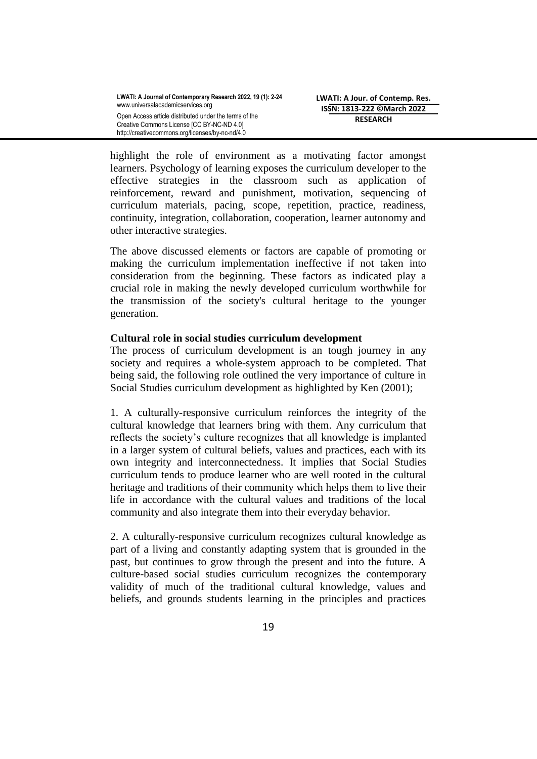highlight the role of environment as a motivating factor amongst learners. Psychology of learning exposes the curriculum developer to the effective strategies in the classroom such as application of reinforcement, reward and punishment, motivation, sequencing of curriculum materials, pacing, scope, repetition, practice, readiness, continuity, integration, collaboration, cooperation, learner autonomy and other interactive strategies.

The above discussed elements or factors are capable of promoting or making the curriculum implementation ineffective if not taken into consideration from the beginning. These factors as indicated play a crucial role in making the newly developed curriculum worthwhile for the transmission of the society's cultural heritage to the younger generation.

**Cultural role in social studies curriculum development**

The process of curriculum development is an tough journey in any society and requires a whole-system approach to be completed. That being said, the following role outlined the very importance of culture in Social Studies curriculum development as highlighted by Ken (2001);

1. A culturally-responsive curriculum reinforces the integrity of the cultural knowledge that learners bring with them. Any curriculum that reflects the society's culture recognizes that all knowledge is implanted in a larger system of cultural beliefs, values and practices, each with its own integrity and interconnectedness. It implies that Social Studies curriculum tends to produce learner who are well rooted in the cultural heritage and traditions of their community which helps them to live their life in accordance with the cultural values and traditions of the local community and also integrate them into their everyday behavior.

2. A culturally-responsive curriculum recognizes cultural knowledge as part of a living and constantly adapting system that is grounded in the past, but continues to grow through the present and into the future. A culture-based social studies curriculum recognizes the contemporary validity of much of the traditional cultural knowledge, values and beliefs, and grounds students learning in the principles and practices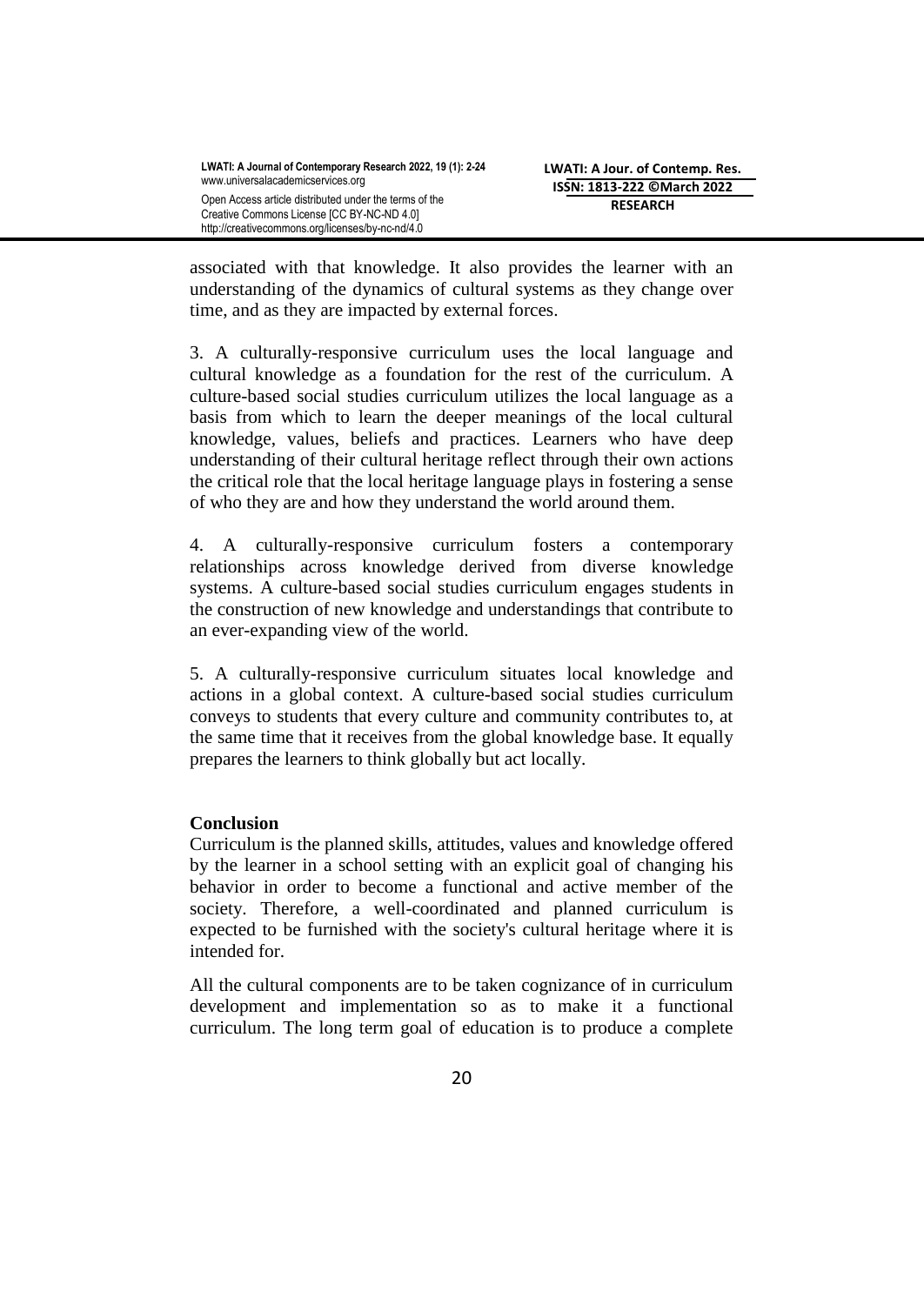associated with that knowledge. It also provides the learner with an understanding of the dynamics of cultural systems as they change over time, and as they are impacted by external forces.

3. A culturally-responsive curriculum uses the local language and cultural knowledge as a foundation for the rest of the curriculum. A culture-based social studies curriculum utilizes the local language as a basis from which to learn the deeper meanings of the local cultural knowledge, values, beliefs and practices. Learners who have deep understanding of their cultural heritage reflect through their own actions the critical role that the local heritage language plays in fostering a sense of who they are and how they understand the world around them.

4. A culturally-responsive curriculum fosters a contemporary relationships across knowledge derived from diverse knowledge systems. A culture-based social studies curriculum engages students in the construction of new knowledge and understandings that contribute to an ever-expanding view of the world.

5. A culturally-responsive curriculum situates local knowledge and actions in a global context. A culture-based social studies curriculum conveys to students that every culture and community contributes to, at the same time that it receives from the global knowledge base. It equally prepares the learners to think globally but act locally.

**Conclusion**

Curriculum is the planned skills, attitudes, values and knowledge offered by the learner in a school setting with an explicit goal of changing his behavior in order to become a functional and active member of the society. Therefore, a well-coordinated and planned curriculum is expected to be furnished with the society's cultural heritage where it is intended for.

All the cultural components are to be taken cognizance of in curriculum development and implementation so as to make it a functional curriculum. The long term goal of education is to produce a complete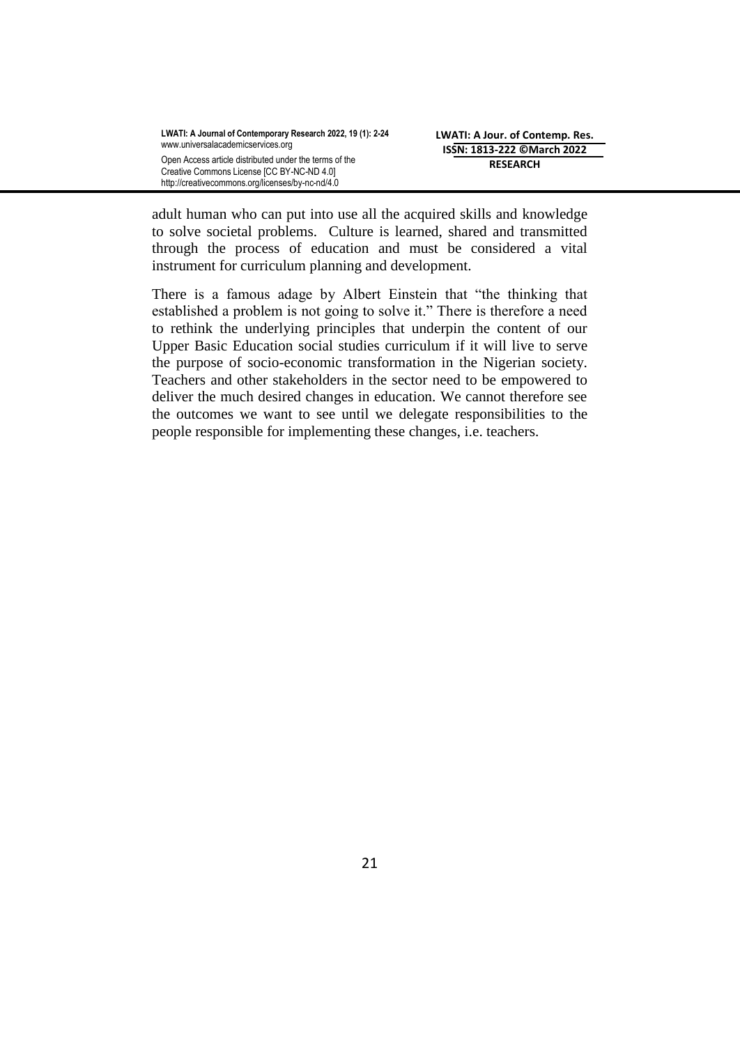adult human who can put into use all the acquired skills and knowledge to solve societal problems. Culture is learned, shared and transmitted through the process of education and must be considered a vital instrument for curriculum planning and development.

There is a famous adage by Albert Einstein that "the thinking that established a problem is not going to solve it." There is therefore a need to rethink the underlying principles that underpin the content of our Upper Basic Education social studies curriculum if it will live to serve the purpose of socio-economic transformation in the Nigerian society. Teachers and other stakeholders in the sector need to be empowered to deliver the much desired changes in education. We cannot therefore see the outcomes we want to see until we delegate responsibilities to the people responsible for implementing these changes, i.e. teachers.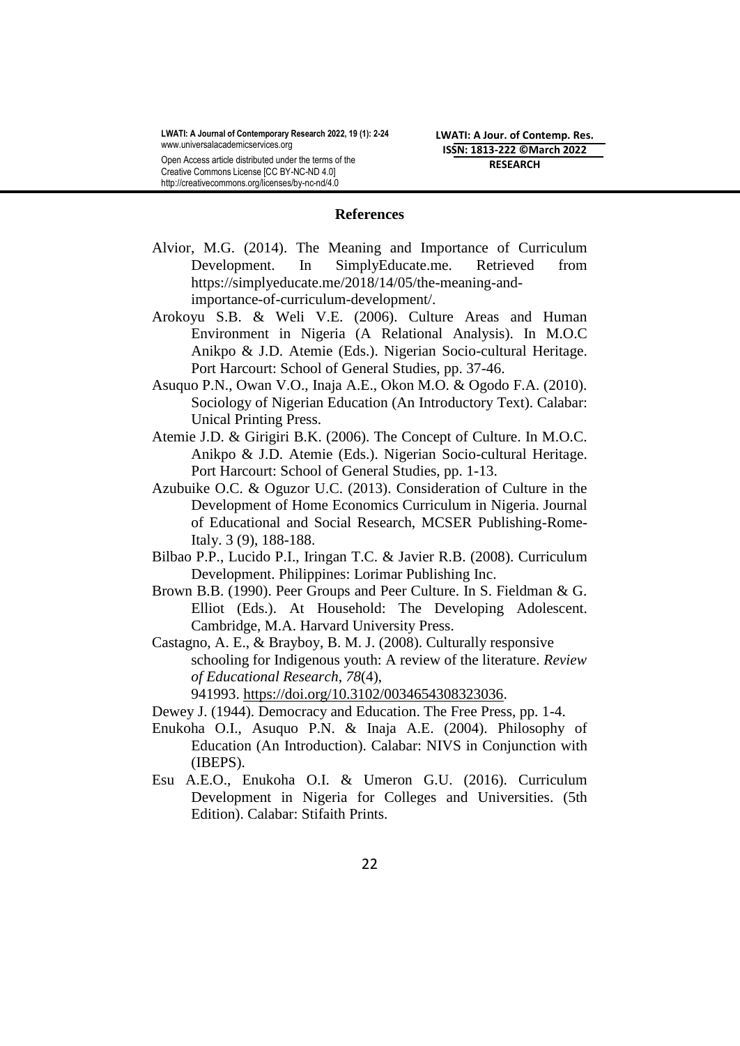**References**

Alvior, M.G. (2014). The Meaning and Importance of Curriculum Development. In SimplyEducate.me. Retrieved from https://simplyeducate.me/2018/14/05/the-meaning-and-importance-of-curriculum-development/.

Arokoyu S.B. & Weli V.E. (2006). Culture Areas and Human Environment in Nigeria (A Relational Analysis). In M.O.C Anikpo & J.D. Atemie (Eds.). Nigerian Socio-cultural Heritage. Port Harcourt: School of General Studies, pp. 37-46.

Asuquo P.N., Owan V.O., Inaja A.E., Okon M.O. & Ogodo F.A. (2010). Sociology of Nigerian Education (An Introductory Text). Calabar: Unical Printing Press.

Atemie J.D. & Girigiri B.K. (2006). The Concept of Culture. In M.O.C. Anikpo & J.D. Atemie (Eds.). Nigerian Socio-cultural Heritage. Port Harcourt: School of General Studies, pp. 1-13.

Azubuike O.C. & Oguzor U.C. (2013). Consideration of Culture in the Development of Home Economics Curriculum in Nigeria. Journal of Educational and Social Research, MCSER Publishing-Rome-Italy. 3 (9), 188-188.

Bilbao P.P., Lucido P.I., Iringan T.C. & Javier R.B. (2008). Curriculum Development. Philippines: Lorimar Publishing Inc.

Brown B.B. (1990). Peer Groups and Peer Culture. In S. Fieldman & G. Elliot (Eds.). At Household: The Developing Adolescent. Cambridge, M.A. Harvard University Press.

Castagno, A. E., & Brayboy, B. M. J. (2008). Culturally responsive schooling for Indigenous youth: A review of the literature. *Review of Educational Research*, *78*(4), 941993. https://doi.org/10.3102/0034654308323036.

Dewey J. (1944). Democracy and Education. The Free Press, pp. 1-4.

Enukoha O.I., Asuquo P.N. & Inaja A.E. (2004). Philosophy of Education (An Introduction). Calabar: NIVS in Conjunction with (IBEPS).

Esu A.E.O., Enukoha O.I. & Umeron G.U. (2016). Curriculum Development in Nigeria for Colleges and Universities. (5th Edition). Calabar: Stifaith Prints.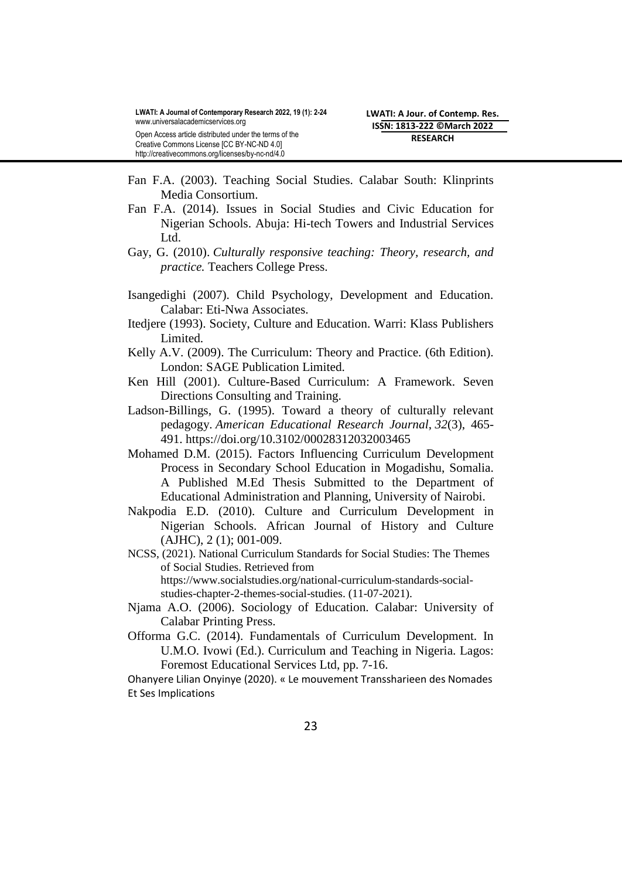Fan F.A. (2003). Teaching Social Studies. Calabar South: Klinprints Media Consortium.

Fan F.A. (2014). Issues in Social Studies and Civic Education for Nigerian Schools. Abuja: Hi-tech Towers and Industrial Services Ltd.

Gay, G. (2010). *Culturally responsive teaching: Theory, research, and practice.* Teachers College Press.

Isangedighi (2007). Child Psychology, Development and Education. Calabar: Eti-Nwa Associates.

Itedjere (1993). Society, Culture and Education. Warri: Klass Publishers Limited.

Kelly A.V. (2009). The Curriculum: Theory and Practice. (6th Edition). London: SAGE Publication Limited.

Ken Hill (2001). Culture-Based Curriculum: A Framework. Seven Directions Consulting and Training.

Ladson-Billings, G. (1995). Toward a theory of culturally relevant pedagogy. *American Educational Research Journal*, *32*(3), 465-491. https://doi.org/10.3102/00028312032003465

Mohamed D.M. (2015). Factors Influencing Curriculum Development Process in Secondary School Education in Mogadishu, Somalia. A Published M.Ed Thesis Submitted to the Department of Educational Administration and Planning, University of Nairobi.

Nakpodia E.D. (2010). Culture and Curriculum Development in Nigerian Schools. African Journal of History and Culture (AJHC), 2 (1); 001-009.

NCSS, (2021). National Curriculum Standards for Social Studies: The Themes of Social Studies. Retrieved from https://www.socialstudies.org/national-curriculum-standards-social-studies-chapter-2-themes-social-studies. (11-07-2021).

Njama A.O. (2006). Sociology of Education. Calabar: University of Calabar Printing Press.

Offorma G.C. (2014). Fundamentals of Curriculum Development. In U.M.O. Ivowi (Ed.). Curriculum and Teaching in Nigeria. Lagos: Foremost Educational Services Ltd, pp. 7-16.

Ohanyere Lilian Onyinye (2020). « Le mouvement Transsharieen des Nomades Et Ses Implications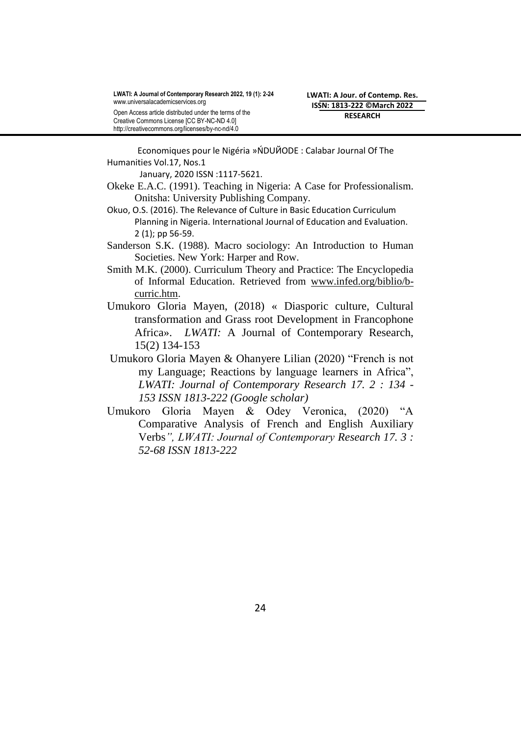Economiques pour le Nigéria »ŃDUЙODE : Calabar Journal Of The Humanities Vol.17, Nos.1 January, 2020 ISSN :1117-5621.

Okeke E.A.C. (1991). Teaching in Nigeria: A Case for Professionalism. Onitsha: University Publishing Company.

Okuo, O.S. (2016). The Relevance of Culture in Basic Education Curriculum Planning in Nigeria. International Journal of Education and Evaluation. 2 (1); pp 56-59.

Sanderson S.K. (1988). Macro sociology: An Introduction to Human Societies. New York: Harper and Row.

Smith M.K. (2000). Curriculum Theory and Practice: The Encyclopedia of Informal Education. Retrieved from www.infed.org/biblio/b-curric.htm.

Umukoro Gloria Mayen, (2018) « Diasporic culture, Cultural transformation and Grass root Development in Francophone Africa». *LWATI:* A Journal of Contemporary Research, 15(2) 134-153

Umukoro Gloria Mayen & Ohanyere Lilian (2020) "French is not my Language; Reactions by language learners in Africa", *LWATI: Journal of Contemporary Research 17. 2 : 134 - 153 ISSN 1813-222 (Google scholar)*

Umukoro Gloria Mayen & Odey Veronica, (2020) "A Comparative Analysis of French and English Auxiliary Verbs*", LWATI: Journal of Contemporary Research 17. 3 : 52-68 ISSN 1813-222*